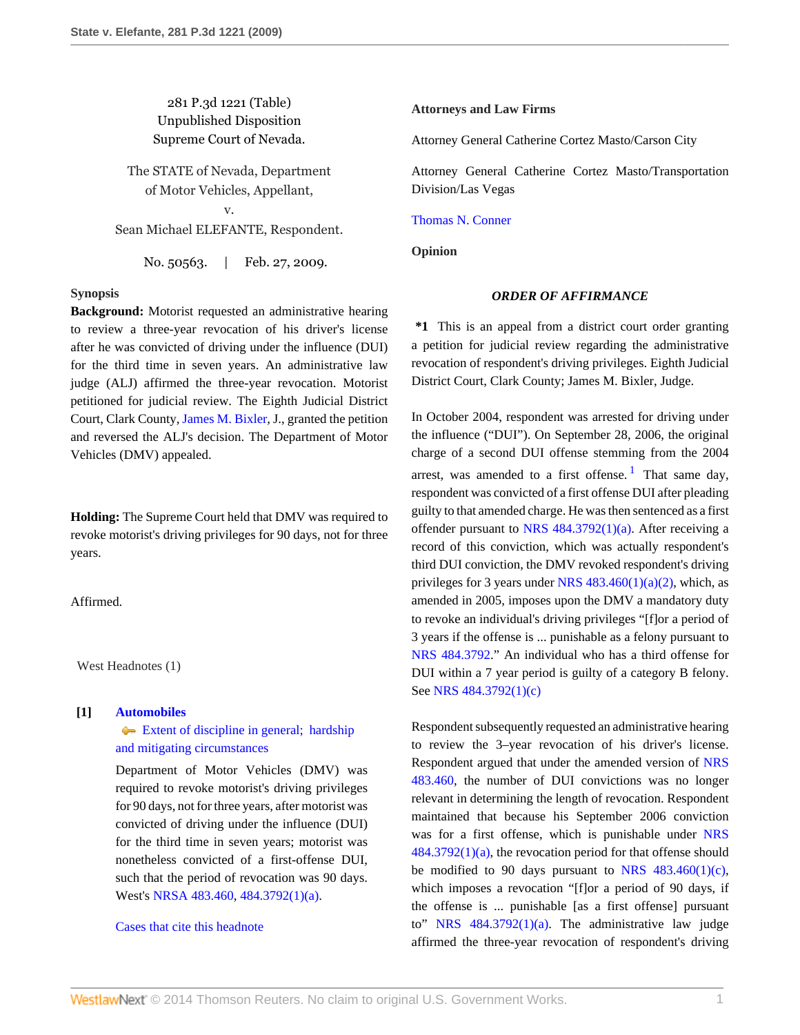281 P.3d 1221 (Table)
Unpublished Disposition
Supreme Court of Nevada.

The STATE of Nevada, Department of Motor Vehicles, Appellant,
v.
Sean Michael ELEFANTE, Respondent.

No. 50563. | Feb. 27, 2009.

**Synopsis**

**Background:** Motorist requested an administrative hearing to review a three-year revocation of his driver's license after he was convicted of driving under the influence (DUI) for the third time in seven years. An administrative law judge (ALJ) affirmed the three-year revocation. Motorist petitioned for judicial review. The Eighth Judicial District Court, Clark County, James M. Bixler, J., granted the petition and reversed the ALJ's decision. The Department of Motor Vehicles (DMV) appealed.

**Holding:** The Supreme Court held that DMV was required to revoke motorist's driving privileges for 90 days, not for three years.

Affirmed.

West Headnotes (1)

**[1]** **Automobiles**
Extent of discipline in general; hardship and mitigating circumstances

Department of Motor Vehicles (DMV) was required to revoke motorist's driving privileges for 90 days, not for three years, after motorist was convicted of driving under the influence (DUI) for the third time in seven years; motorist was nonetheless convicted of a first-offense DUI, such that the period of revocation was 90 days. West's NRSA 483.460, 484.3792(1)(a).

Cases that cite this headnote

**Attorneys and Law Firms**

Attorney General Catherine Cortez Masto/Carson City

Attorney General Catherine Cortez Masto/Transportation Division/Las Vegas

Thomas N. Conner

**Opinion**

*ORDER OF AFFIRMANCE*

**\*1** This is an appeal from a district court order granting a petition for judicial review regarding the administrative revocation of respondent's driving privileges. Eighth Judicial District Court, Clark County; James M. Bixler, Judge.

In October 2004, respondent was arrested for driving under the influence ("DUI"). On September 28, 2006, the original charge of a second DUI offense stemming from the 2004 arrest, was amended to a first offense.[1] That same day, respondent was convicted of a first offense DUI after pleading guilty to that amended charge. He was then sentenced as a first offender pursuant to NRS 484.3792(1)(a). After receiving a record of this conviction, which was actually respondent's third DUI conviction, the DMV revoked respondent's driving privileges for 3 years under NRS 483.460(1)(a)(2), which, as amended in 2005, imposes upon the DMV a mandatory duty to revoke an individual's driving privileges "[f]or a period of 3 years if the offense is ... punishable as a felony pursuant to NRS 484.3792." An individual who has a third offense for DUI within a 7 year period is guilty of a category B felony. See NRS 484.3792(1)(c)

Respondent subsequently requested an administrative hearing to review the 3–year revocation of his driver's license. Respondent argued that under the amended version of NRS 483.460, the number of DUI convictions was no longer relevant in determining the length of revocation. Respondent maintained that because his September 2006 conviction was for a first offense, which is punishable under NRS 484.3792(1)(a), the revocation period for that offense should be modified to 90 days pursuant to NRS 483.460(1)(c), which imposes a revocation "[f]or a period of 90 days, if the offense is ... punishable [as a first offense] pursuant to" NRS 484.3792(1)(a). The administrative law judge affirmed the three-year revocation of respondent's driving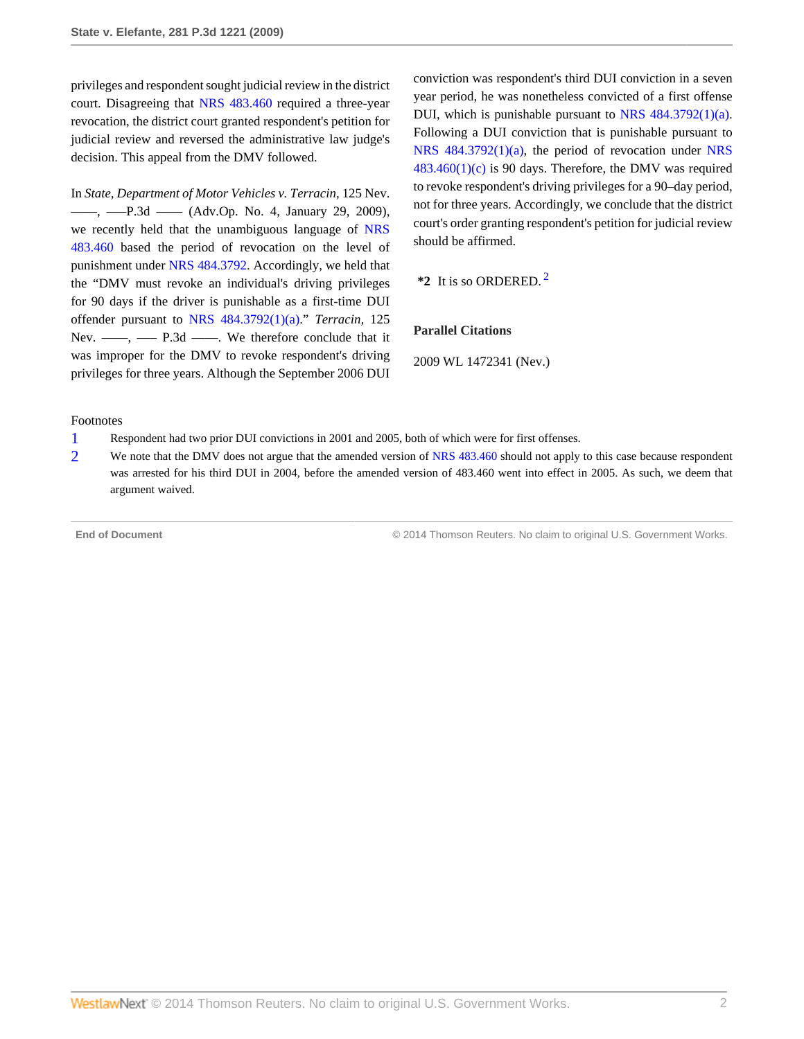privileges and respondent sought judicial review in the district court. Disagreeing that NRS 483.460 required a three-year revocation, the district court granted respondent's petition for judicial review and reversed the administrative law judge's decision. This appeal from the DMV followed.

In *State, Department of Motor Vehicles v. Terracin,* 125 Nev. ——, ––P.3d —— (Adv.Op. No. 4, January 29, 2009), we recently held that the unambiguous language of NRS 483.460 based the period of revocation on the level of punishment under NRS 484.3792. Accordingly, we held that the "DMV must revoke an individual's driving privileges for 90 days if the driver is punishable as a first-time DUI offender pursuant to NRS 484.3792(1)(a)." *Terracin,* 125 Nev. ——, —– P.3d ——. We therefore conclude that it was improper for the DMV to revoke respondent's driving privileges for three years. Although the September 2006 DUI conviction was respondent's third DUI conviction in a seven year period, he was nonetheless convicted of a first offense DUI, which is punishable pursuant to NRS 484.3792(1)(a). Following a DUI conviction that is punishable pursuant to NRS 484.3792(1)(a), the period of revocation under NRS 483.460(1)(c) is 90 days. Therefore, the DMV was required to revoke respondent's driving privileges for a 90–day period, not for three years. Accordingly, we conclude that the district court's order granting respondent's petition for judicial review should be affirmed.

**\*2** It is so ORDERED.[2]

**Parallel Citations**

2009 WL 1472341 (Nev.)

Footnotes

1. Respondent had two prior DUI convictions in 2001 and 2005, both of which were for first offenses.
2. We note that the DMV does not argue that the amended version of NRS 483.460 should not apply to this case because respondent was arrested for his third DUI in 2004, before the amended version of 483.460 went into effect in 2005. As such, we deem that argument waived.

End of Document © 2014 Thomson Reuters. No claim to original U.S. Government Works.